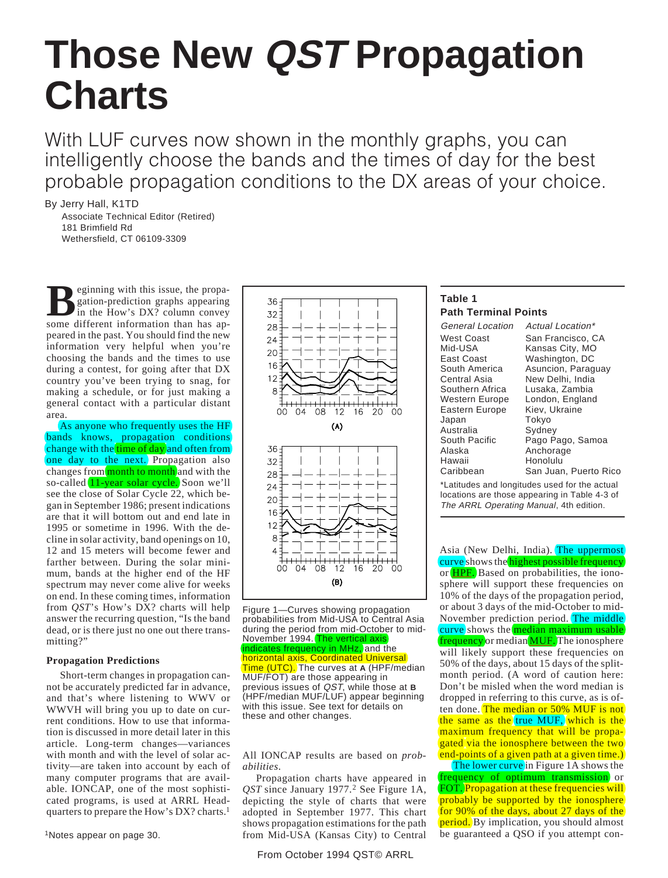# Those New *QST* Propagation Charts

With LUF curves now shown in the monthly graphs, you can intelligently choose the bands and the times of day for the best probable propagation conditions to the DX areas of your choice.

By Jerry Hall, K1TD
Associate Technical Editor (Retired)
181 Brimfield Rd
Wethersfield, CT 06109-3309

Beginning with this issue, the propagation-prediction graphs appearing in the How's DX? column convey some different information than has appeared in the past. You should find the new information very helpful when you're choosing the bands and the times to use during a contest, for going after that DX country you've been trying to snag, for making a schedule, or for just making a general contact with a particular distant area.

As anyone who frequently uses the HF bands knows, propagation conditions change with the time of day and often from one day to the next. Propagation also changes from month to month and with the so-called 11-year solar cycle. Soon we'll see the close of Solar Cycle 22, which began in September 1986; present indications are that it will bottom out and end late in 1995 or sometime in 1996. With the decline in solar activity, band openings on 10, 12 and 15 meters will become fewer and farther between. During the solar minimum, bands at the higher end of the HF spectrum may never come alive for weeks on end. In these coming times, information from *QST*'s How's DX? charts will help answer the recurring question, "Is the band dead, or is there just no one out there transmitting?"

### Propagation Predictions

Short-term changes in propagation cannot be accurately predicted far in advance, and that's where listening to WWV or WWVH will bring you up to date on current conditions. How to use that information is discussed in more detail later in this article. Long-term changes—variances with month and with the level of solar activity—are taken into account by each of many computer programs that are available. IONCAP, one of the most sophisticated programs, is used at ARRL Headquarters to prepare the How's DX? charts.[1]

[1]Notes appear on page 30.

Figure 1—Curves showing propagation probabilities from Mid-USA to Central Asia during the period from mid-October to mid-November 1994. The vertical axis indicates frequency in MHz, and the horizontal axis, Coordinated Universal Time (UTC). The curves at **A** (HPF/median MUF/FOT) are those appearing in previous issues of *QST*, while those at **B** (HPF/median MUF/LUF) appear beginning with this issue. See text for details on these and other changes.

All IONCAP results are based on *probabilities.*

Propagation charts have appeared in *QST* since January 1977.[2] See Figure 1A, depicting the style of charts that were adopted in September 1977. This chart shows propagation estimations for the path from Mid-USA (Kansas City) to Central Asia (New Delhi, India). The uppermost curve shows the highest possible frequency or HPF. Based on probabilities, the ionosphere will support these frequencies on 10% of the days of the propagation period, or about 3 days of the mid-October to mid-November prediction period. The middle curve shows the median maximum usable frequency or median MUF. The ionosphere will likely support these frequencies on 50% of the days, about 15 days of the split-month period. (A word of caution here: Don't be misled when the word median is dropped in referring to this curve, as is often done. The median or 50% MUF is not the same as the true MUF, which is the maximum frequency that will be propagated via the ionosphere between the two end-points of a given path at a given time.)

The lower curve in Figure 1A shows the frequency of optimum transmission or FOT. Propagation at these frequencies will probably be supported by the ionosphere for 90% of the days, about 27 days of the period. By implication, you should almost be guaranteed a QSO if you attempt con-

**Table 1**
**Path Terminal Points**

| *General Location* | *Actual Location\** |
|---|---|
| West Coast | San Francisco, CA |
| Mid-USA | Kansas City, MO |
| East Coast | Washington, DC |
| South America | Asuncion, Paraguay |
| Central Asia | New Delhi, India |
| Southern Africa | Lusaka, Zambia |
| Western Europe | London, England |
| Eastern Europe | Kiev, Ukraine |
| Japan | Tokyo |
| Australia | Sydney |
| South Pacific | Pago Pago, Samoa |
| Alaska | Anchorage |
| Hawaii | Honolulu |
| Caribbean | San Juan, Puerto Rico |

\*Latitudes and longitudes used for the actual locations are those appearing in Table 4-3 of *The ARRL Operating Manual*, 4th edition.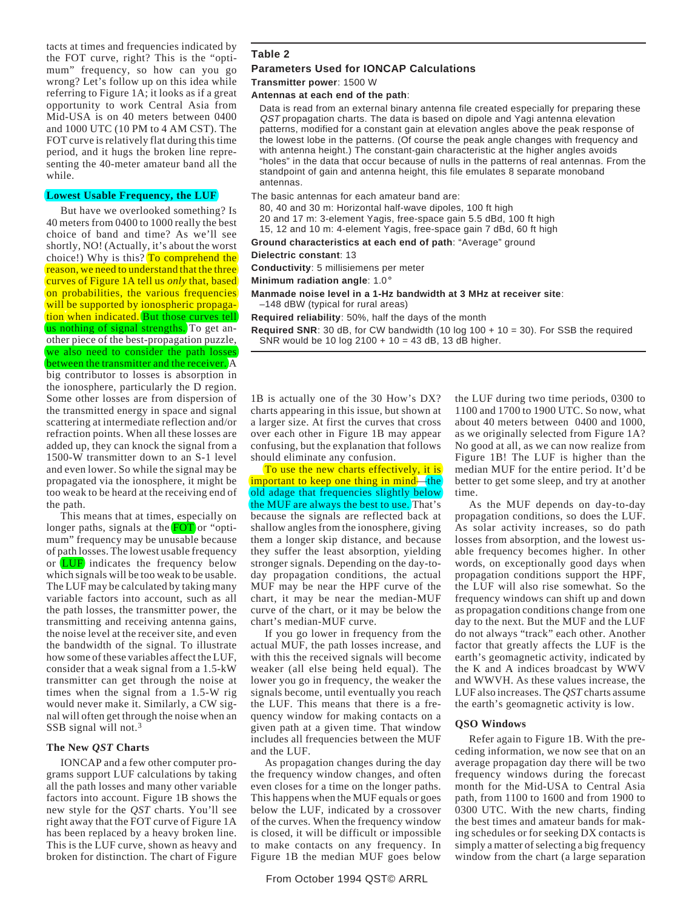tacts at times and frequencies indicated by the FOT curve, right? This is the "optimum" frequency, so how can you go wrong? Let's follow up on this idea while referring to Figure 1A; it looks as if a great opportunity to work Central Asia from Mid-USA is on 40 meters between 0400 and 1000 UTC (10 PM to 4 AM CST). The FOT curve is relatively flat during this time period, and it hugs the broken line representing the 40-meter amateur band all the while.

### Lowest Usable Frequency, the LUF

But have we overlooked something? Is 40 meters from 0400 to 1000 really the best choice of band and time? As we'll see shortly, NO! (Actually, it's about the worst choice!) Why is this? To comprehend the reason, we need to understand that the three curves of Figure 1A tell us *only* that, based on probabilities, the various frequencies will be supported by ionospheric propagation when indicated. But those curves tell us nothing of signal strengths. To get another piece of the best-propagation puzzle, we also need to consider the path losses between the transmitter and the receiver. A big contributor to losses is absorption in the ionosphere, particularly the D region. Some other losses are from dispersion of the transmitted energy in space and signal scattering at intermediate reflection and/or refraction points. When all these losses are added up, they can knock the signal from a 1500-W transmitter down to an S-1 level and even lower. So while the signal may be propagated via the ionosphere, it might be too weak to be heard at the receiving end of the path.

This means that at times, especially on longer paths, signals at the FOT or "optimum" frequency may be unusable because of path losses. The lowest usable frequency or LUF indicates the frequency below which signals will be too weak to be usable. The LUF may be calculated by taking many variable factors into account, such as all the path losses, the transmitter power, the transmitting and receiving antenna gains, the noise level at the receiver site, and even the bandwidth of the signal. To illustrate how some of these variables affect the LUF, consider that a weak signal from a 1.5-kW transmitter can get through the noise at times when the signal from a 1.5-W rig would never make it. Similarly, a CW signal will often get through the noise when an SSB signal will not.[3]

### The New *QST* Charts

IONCAP and a few other computer programs support LUF calculations by taking all the path losses and many other variable factors into account. Figure 1B shows the new style for the *QST* charts. You'll see right away that the FOT curve of Figure 1A has been replaced by a heavy broken line. This is the LUF curve, shown as heavy and broken for distinction. The chart of Figure 1B is actually one of the 30 How's DX? charts appearing in this issue, but shown at a larger size. At first the curves that cross over each other in Figure 1B may appear confusing, but the explanation that follows should eliminate any confusion.

To use the new charts effectively, it is important to keep one thing in mind—the old adage that frequencies slightly below the MUF are always the best to use. That's because the signals are reflected back at shallow angles from the ionosphere, giving them a longer skip distance, and because they suffer the least absorption, yielding stronger signals. Depending on the day-to-day propagation conditions, the actual MUF may be near the HPF curve of the chart, it may be near the median-MUF curve of the chart, or it may be below the chart's median-MUF curve.

If you go lower in frequency from the actual MUF, the path losses increase, and with this the received signals will become weaker (all else being held equal). The lower you go in frequency, the weaker the signals become, until eventually you reach the LUF. This means that there is a frequency window for making contacts on a given path at a given time. That window includes all frequencies between the MUF and the LUF.

As propagation changes during the day the frequency window changes, and often even closes for a time on the longer paths. This happens when the MUF equals or goes below the LUF, indicated by a crossover of the curves. When the frequency window is closed, it will be difficult or impossible to make contacts on any frequency. In Figure 1B the median MUF goes below the LUF during two time periods, 0300 to 1100 and 1700 to 1900 UTC. So now, what about 40 meters between 0400 and 1000, as we originally selected from Figure 1A? No good at all, as we can now realize from Figure 1B! The LUF is higher than the median MUF for the entire period. It'd be better to get some sleep, and try at another time.

As the MUF depends on day-to-day propagation conditions, so does the LUF. As solar activity increases, so do path losses from absorption, and the lowest usable frequency becomes higher. In other words, on exceptionally good days when propagation conditions support the HPF, the LUF will also rise somewhat. So the frequency windows can shift up and down as propagation conditions change from one day to the next. But the MUF and the LUF do not always "track" each other. Another factor that greatly affects the LUF is the earth's geomagnetic activity, indicated by the K and A indices broadcast by WWV and WWVH. As these values increase, the LUF also increases. The *QST* charts assume the earth's geomagnetic activity is low.

### QSO Windows

Refer again to Figure 1B. With the preceding information, we now see that on an average propagation day there will be two frequency windows during the forecast month for the Mid-USA to Central Asia path, from 1100 to 1600 and from 1900 to 0300 UTC. With the new charts, finding the best times and amateur bands for making schedules or for seeking DX contacts is simply a matter of selecting a big frequency window from the chart (a large separation

---

**Table 2**
**Parameters Used for IONCAP Calculations**

**Transmitter power**: 1500 W

**Antennas at each end of the path**:

Data is read from an external binary antenna file created especially for preparing these *QST* propagation charts. The data is based on dipole and Yagi antenna elevation patterns, modified for a constant gain at elevation angles above the peak response of the lowest lobe in the patterns. (Of course the peak angle changes with frequency and with antenna height.) The constant-gain characteristic at the higher angles avoids "holes" in the data that occur because of nulls in the patterns of real antennas. From the standpoint of gain and antenna height, this file emulates 8 separate monoband antennas.

The basic antennas for each amateur band are:

- 80, 40 and 30 m: Horizontal half-wave dipoles, 100 ft high
- 20 and 17 m: 3-element Yagis, free-space gain 5.5 dBd, 100 ft high
- 15, 12 and 10 m: 4-element Yagis, free-space gain 7 dBd, 60 ft high

**Ground characteristics at each end of path**: "Average" ground

**Dielectric constant**: 13

**Conductivity**: 5 millisiemens per meter

**Minimum radiation angle**: 1.0°

**Manmade noise level in a 1-Hz bandwidth at 3 MHz at receiver site**: –148 dBW (typical for rural areas)

**Required reliability**: 50%, half the days of the month

**Required SNR**: 30 dB, for CW bandwidth (10 log 100 + 10 = 30). For SSB the required SNR would be 10 log 2100 + 10 = 43 dB, 13 dB higher.

From October 1994 QST© ARRL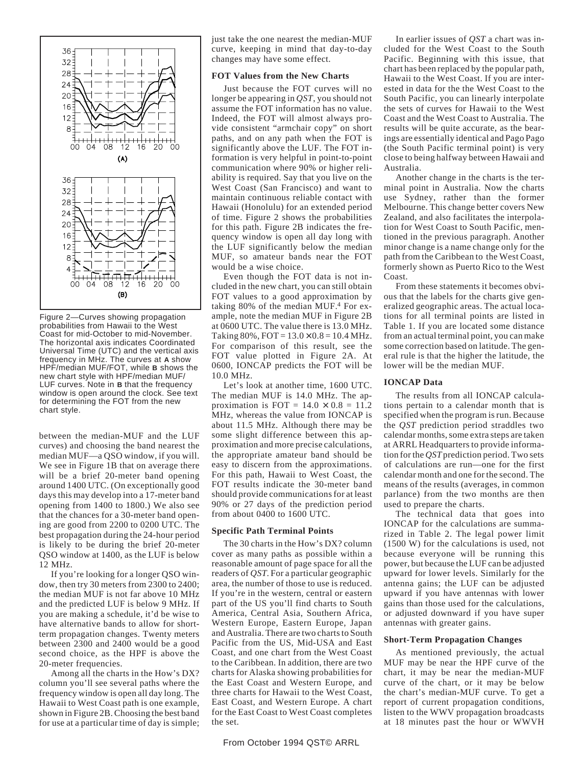Figure 2—Curves showing propagation probabilities from Hawaii to the West Coast for mid-October to mid-November. The horizontal axis indicates Coordinated Universal Time (UTC) and the vertical axis frequency in MHz. The curves at **A** show HPF/median MUF/FOT, while **B** shows the new chart style with HPF/median MUF/LUF curves. Note in **B** that the frequency window is open around the clock. See text for determining the FOT from the new chart style.

between the median-MUF and the LUF curves) and choosing the band nearest the median MUF—a QSO window, if you will. We see in Figure 1B that on average there will be a brief 20-meter band opening around 1400 UTC. (On exceptionally good days this may develop into a 17-meter band opening from 1400 to 1800.) We also see that the chances for a 30-meter band opening are good from 2200 to 0200 UTC. The best propagation during the 24-hour period is likely to be during the brief 20-meter QSO window at 1400, as the LUF is below 12 MHz.

If you're looking for a longer QSO window, then try 30 meters from 2300 to 2400; the median MUF is not far above 10 MHz and the predicted LUF is below 9 MHz. If you are making a schedule, it'd be wise to have alternative bands to allow for short-term propagation changes. Twenty meters between 2300 and 2400 would be a good second choice, as the HPF is above the 20-meter frequencies.

Among all the charts in the How's DX? column you'll see several paths where the frequency window is open all day long. The Hawaii to West Coast path is one example, shown in Figure 2B. Choosing the best band for use at a particular time of day is simple; just take the one nearest the median-MUF curve, keeping in mind that day-to-day changes may have some effect.

### FOT Values from the New Charts

Just because the FOT curves will no longer be appearing in *QST*, you should not assume the FOT information has no value. Indeed, the FOT will almost always provide consistent "armchair copy" on short paths, and on any path when the FOT is significantly above the LUF. The FOT information is very helpful in point-to-point communication where 90% or higher reliability is required. Say that you live on the West Coast (San Francisco) and want to maintain continuous reliable contact with Hawaii (Honolulu) for an extended period of time. Figure 2 shows the probabilities for this path. Figure 2B indicates the frequency window is open all day long with the LUF significantly below the median MUF, so amateur bands near the FOT would be a wise choice.

Even though the FOT data is not included in the new chart, you can still obtain FOT values to a good approximation by taking 80% of the median MUF.[4] For example, note the median MUF in Figure 2B at 0600 UTC. The value there is 13.0 MHz. Taking 80%, FOT = $13.0 \times 0.8 = 10.4$ MHz. For comparison of this result, see the FOT value plotted in Figure 2A. At 0600, IONCAP predicts the FOT will be 10.0 MHz.

Let's look at another time, 1600 UTC. The median MUF is 14.0 MHz. The approximation is FOT = $14.0 \times 0.8 = 11.2$ MHz, whereas the value from IONCAP is about 11.5 MHz. Although there may be some slight difference between this approximation and more precise calculations, the appropriate amateur band should be easy to discern from the approximations. For this path, Hawaii to West Coast, the FOT results indicate the 30-meter band should provide communications for at least 90% or 27 days of the prediction period from about 0400 to 1600 UTC.

### Specific Path Terminal Points

The 30 charts in the How's DX? column cover as many paths as possible within a reasonable amount of page space for all the readers of *QST*. For a particular geographic area, the number of those to use is reduced. If you're in the western, central or eastern part of the US you'll find charts to South America, Central Asia, Southern Africa, Western Europe, Eastern Europe, Japan and Australia. There are two charts to South Pacific from the US, Mid-USA and East Coast, and one chart from the West Coast to the Caribbean. In addition, there are two charts for Alaska showing probabilities for the East Coast and Western Europe, and three charts for Hawaii to the West Coast, East Coast, and Western Europe. A chart for the East Coast to West Coast completes the set.

In earlier issues of *QST* a chart was included for the West Coast to the South Pacific. Beginning with this issue, that chart has been replaced by the popular path, Hawaii to the West Coast. If you are interested in data for the the West Coast to the South Pacific, you can linearly interpolate the sets of curves for Hawaii to the West Coast and the West Coast to Australia. The results will be quite accurate, as the bearings are essentially identical and Pago Pago (the South Pacific terminal point) is very close to being halfway between Hawaii and Australia.

Another change in the charts is the terminal point in Australia. Now the charts use Sydney, rather than the former Melbourne. This change better covers New Zealand, and also facilitates the interpolation for West Coast to South Pacific, mentioned in the previous paragraph. Another minor change is a name change only for the path from the Caribbean to the West Coast, formerly shown as Puerto Rico to the West Coast.

From these statements it becomes obvious that the labels for the charts give generalized geographic areas. The actual locations for all terminal points are listed in Table 1. If you are located some distance from an actual terminal point, you can make some correction based on latitude. The general rule is that the higher the latitude, the lower will be the median MUF.

### IONCAP Data

The results from all IONCAP calculations pertain to a calendar month that is specified when the program is run. Because the *QST* prediction period straddles two calendar months, some extra steps are taken at ARRL Headquarters to provide information for the *QST* prediction period. Two sets of calculations are run—one for the first calendar month and one for the second. The means of the results (averages, in common parlance) from the two months are then used to prepare the charts.

The technical data that goes into IONCAP for the calculations are summarized in Table 2. The legal power limit (1500 W) for the calculations is used, not because everyone will be running this power, but because the LUF can be adjusted upward for lower levels. Similarly for the antenna gains; the LUF can be adjusted upward if you have antennas with lower gains than those used for the calculations, or adjusted downward if you have super antennas with greater gains.

### Short-Term Propagation Changes

As mentioned previously, the actual MUF may be near the HPF curve of the chart, it may be near the median-MUF curve of the chart, or it may be below the chart's median-MUF curve. To get a report of current propagation conditions, listen to the WWV propagation broadcasts at 18 minutes past the hour or WWVH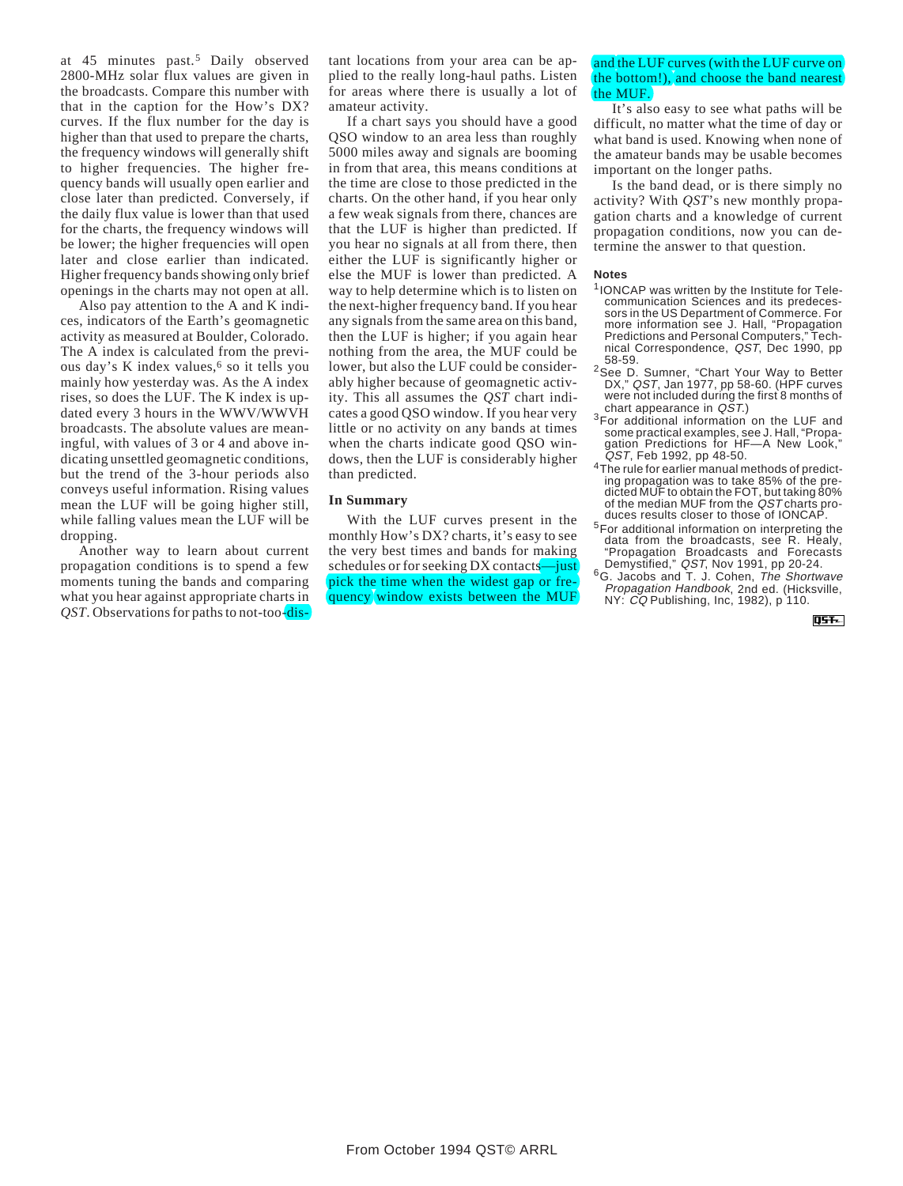at 45 minutes past.[5] Daily observed 2800-MHz solar flux values are given in the broadcasts. Compare this number with that in the caption for the How's DX? curves. If the flux number for the day is higher than that used to prepare the charts, the frequency windows will generally shift to higher frequencies. The higher frequency bands will usually open earlier and close later than predicted. Conversely, if the daily flux value is lower than that used for the charts, the frequency windows will be lower; the higher frequencies will open later and close earlier than indicated. Higher frequency bands showing only brief openings in the charts may not open at all.

Also pay attention to the A and K indices, indicators of the Earth's geomagnetic activity as measured at Boulder, Colorado. The A index is calculated from the previous day's K index values,[6] so it tells you mainly how yesterday was. As the A index rises, so does the LUF. The K index is updated every 3 hours in the WWV/WWVH broadcasts. The absolute values are meaningful, with values of 3 or 4 and above indicating unsettled geomagnetic conditions, but the trend of the 3-hour periods also conveys useful information. Rising values mean the LUF will be going higher still, while falling values mean the LUF will be dropping.

Another way to learn about current propagation conditions is to spend a few moments tuning the bands and comparing what you hear against appropriate charts in *QST*. Observations for paths to not-too-distant locations from your area can be applied to the really long-haul paths. Listen for areas where there is usually a lot of amateur activity.

If a chart says you should have a good QSO window to an area less than roughly 5000 miles away and signals are booming in from that area, this means conditions at the time are close to those predicted in the charts. On the other hand, if you hear only a few weak signals from there, chances are that the LUF is higher than predicted. If you hear no signals at all from there, then either the LUF is significantly higher or else the MUF is lower than predicted. A way to help determine which is to listen on the next-higher frequency band. If you hear any signals from the same area on this band, then the LUF is higher; if you again hear nothing from the area, the MUF could be lower, but also the LUF could be considerably higher because of geomagnetic activity. This all assumes the *QST* chart indicates a good QSO window. If you hear very little or no activity on any bands at times when the charts indicate good QSO windows, then the LUF is considerably higher than predicted.

### In Summary

With the LUF curves present in the monthly How's DX? charts, it's easy to see the very best times and bands for making schedules or for seeking DX contacts—just pick the time when the widest gap or frequency window exists between the MUF and the LUF curves (with the LUF curve on the bottom!), and choose the band nearest the MUF.

It's also easy to see what paths will be difficult, no matter what the time of day or what band is used. Knowing when none of the amateur bands may be usable becomes important on the longer paths.

Is the band dead, or is there simply no activity? With *QST*'s new monthly propagation charts and a knowledge of current propagation conditions, now you can determine the answer to that question.

#### Notes

[1] IONCAP was written by the Institute for Telecommunication Sciences and its predecessors in the US Department of Commerce. For more information see J. Hall, "Propagation Predictions and Personal Computers," Technical Correspondence, *QST*, Dec 1990, pp 58-59.

[2] See D. Sumner, "Chart Your Way to Better DX," *QST*, Jan 1977, pp 58-60. (HPF curves were not included during the first 8 months of chart appearance in *QST*.)

[3] For additional information on the LUF and some practical examples, see J. Hall, "Propagation Predictions for HF—A New Look," *QST*, Feb 1992, pp 48-50.

[4] The rule for earlier manual methods of predicting propagation was to take 85% of the predicted MUF to obtain the FOT, but taking 80% of the median MUF from the *QST* charts produces results closer to those of IONCAP.

[5] For additional information on interpreting the data from the broadcasts, see R. Healy, "Propagation Broadcasts and Forecasts Demystified," *QST*, Nov 1991, pp 20-24.

[6] G. Jacobs and T. J. Cohen, *The Shortwave Propagation Handbook*, 2nd ed. (Hicksville, NY: *CQ* Publishing, Inc, 1982), p 110.